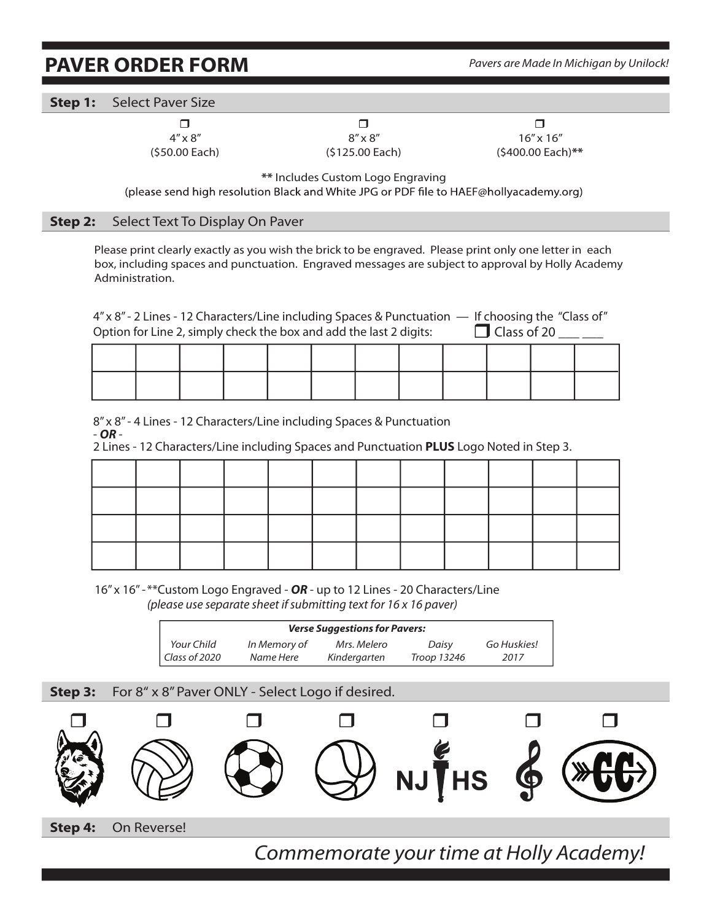# PAVER ORDER FORM

*Pavers are Made In Michigan by Unilock!*

## Step 1: Select Paver Size

- ☐ 4″ x 8″ ($50.00 Each)
- ☐ 8″ x 8″ ($125.00 Each)
- ☐ 16″ x 16″ ($400.00 Each)**

** Includes Custom Logo Engraving
(please send high resolution Black and White JPG or PDF file to HAEF@hollyacademy.org)

## Step 2: Select Text To Display On Paver

Please print clearly exactly as you wish the brick to be engraved. Please print only one letter in each box, including spaces and punctuation. Engraved messages are subject to approval by Holly Academy Administration.

4″ x 8″ - 2 Lines - 12 Characters/Line including Spaces & Punctuation — If choosing the "Class of" Option for Line 2, simply check the box and add the last 2 digits: ☐ Class of 20 ___ ___

| | | | | | | | | | | | |
|---|---|---|---|---|---|---|---|---|---|---|---|
| | | | | | | | | | | | |
| | | | | | | | | | | | |

8″ x 8″ - 4 Lines - 12 Characters/Line including Spaces & Punctuation
- ***OR*** -
2 Lines - 12 Characters/Line including Spaces and Punctuation **PLUS** Logo Noted in Step 3.

| | | | | | | | | | | | |
|---|---|---|---|---|---|---|---|---|---|---|---|
| | | | | | | | | | | | |
| | | | | | | | | | | | |
| | | | | | | | | | | | |
| | | | | | | | | | | | |

16″ x 16″ - **Custom Logo Engraved - ***OR*** - up to 12 Lines - 20 Characters/Line
*(please use separate sheet if submitting text for 16 x 16 paver)*

| ***Verse Suggestions for Pavers:*** | | | | |
|---|---|---|---|---|
| *Your Child Class of 2020* | *In Memory of Name Here* | *Mrs. Melero Kindergarten* | *Daisy Troop 13246* | *Go Huskies! 2017* |

## Step 3: For 8″ x 8″ Paver ONLY - Select Logo if desired.

☐ ☐ ☐ ☐ ☐ NJHS ☐ ☐ CC

## Step 4: On Reverse!

*Commemorate your time at Holly Academy!*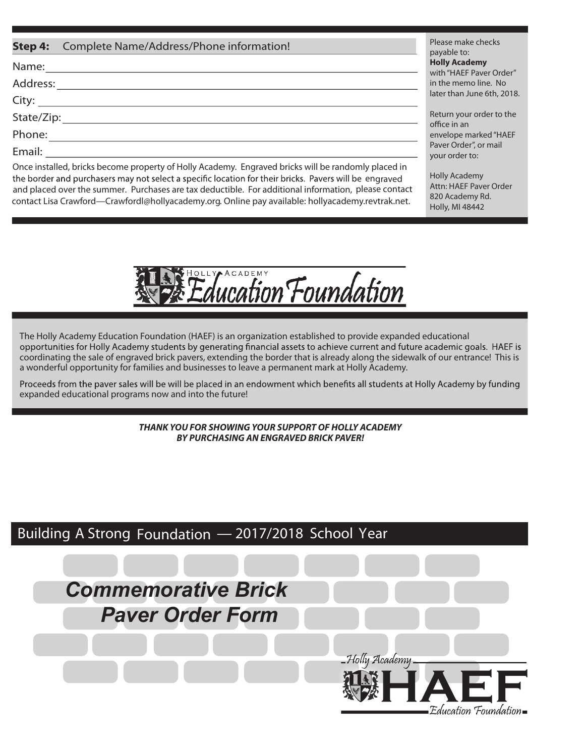**Step 4:** Complete Name/Address/Phone information!

Name: ____________________________________________

Address: __________________________________________

City: _____________________________________________

State/Zip: _________________________________________

Phone: ____________________________________________

Email: ____________________________________________

Once installed, bricks become property of Holly Academy. Engraved bricks will be randomly placed in the border and purchasers may not select a specific location for their bricks. Pavers will be engraved and placed over the summer. Purchases are tax deductible. For additional information, please contact contact Lisa Crawford—Crawfordl@hollyacademy.org. Online pay available: hollyacademy.revtrak.net.

Please make checks payable to: **Holly Academy** with "HAEF Paver Order" in the memo line. No later than June 6th, 2018.

Return your order to the office in an envelope marked "HAEF Paver Order", or mail your order to:

Holly Academy
Attn: HAEF Paver Order
820 Academy Rd.
Holly, MI 48442

# Holly Academy Education Foundation

The Holly Academy Education Foundation (HAEF) is an organization established to provide expanded educational opportunities for Holly Academy students by generating financial assets to achieve current and future academic goals. HAEF is coordinating the sale of engraved brick pavers, extending the border that is already along the sidewalk of our entrance! This is a wonderful opportunity for families and businesses to leave a permanent mark at Holly Academy.

Proceeds from the paver sales will be will be placed in an endowment which benefits all students at Holly Academy by funding expanded educational programs now and into the future!

***THANK YOU FOR SHOWING YOUR SUPPORT OF HOLLY ACADEMY BY PURCHASING AN ENGRAVED BRICK PAVER!***

## Building A Strong Foundation — 2017/2018 School Year

# Commemorative Brick Paver Order Form

Holly Academy
HAEF
Education Foundation